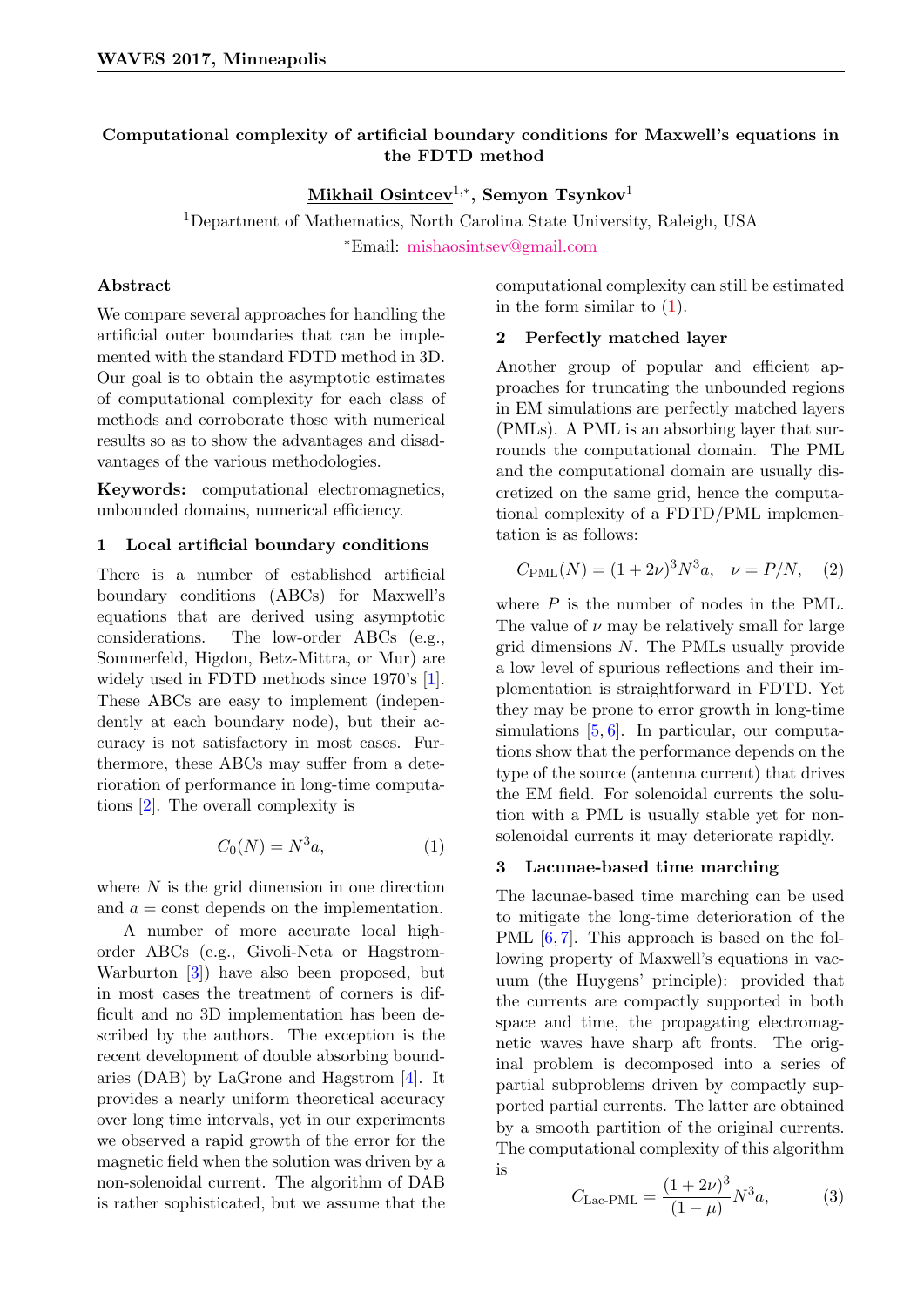# Computational complexity of artificial boundary conditions for Maxwell's equations in the FDTD method

**Mikhail Osintcev**[1,*], **Semyon Tsynkov**[1]

[1]Department of Mathematics, North Carolina State University, Raleigh, USA

[*]Email: mishaosintsev@gmail.com

## Abstract

We compare several approaches for handling the artificial outer boundaries that can be implemented with the standard FDTD method in 3D. Our goal is to obtain the asymptotic estimates of computational complexity for each class of methods and corroborate those with numerical results so as to show the advantages and disadvantages of the various methodologies.

**Keywords:** computational electromagnetics, unbounded domains, numerical efficiency.

## 1 Local artificial boundary conditions

There is a number of established artificial boundary conditions (ABCs) for Maxwell's equations that are derived using asymptotic considerations. The low-order ABCs (e.g., Sommerfeld, Higdon, Betz-Mittra, or Mur) are widely used in FDTD methods since 1970's [1]. These ABCs are easy to implement (independently at each boundary node), but their accuracy is not satisfactory in most cases. Furthermore, these ABCs may suffer from a deterioration of performance in long-time computations [2]. The overall complexity is

$$C_0(N) = N^3 a, \tag{1}$$

where $N$ is the grid dimension in one direction and $a = \text{const}$ depends on the implementation.

A number of more accurate local high-order ABCs (e.g., Givoli-Neta or Hagstrom-Warburton [3]) have also been proposed, but in most cases the treatment of corners is difficult and no 3D implementation has been described by the authors. The exception is the recent development of double absorbing boundaries (DAB) by LaGrone and Hagstrom [4]. It provides a nearly uniform theoretical accuracy over long time intervals, yet in our experiments we observed a rapid growth of the error for the magnetic field when the solution was driven by a non-solenoidal current. The algorithm of DAB is rather sophisticated, but we assume that the computational complexity can still be estimated in the form similar to (1).

## 2 Perfectly matched layer

Another group of popular and efficient approaches for truncating the unbounded regions in EM simulations are perfectly matched layers (PMLs). A PML is an absorbing layer that surrounds the computational domain. The PML and the computational domain are usually discretized on the same grid, hence the computational complexity of a FDTD/PML implementation is as follows:

$$C_{\text{PML}}(N) = (1+2\nu)^3 N^3 a, \quad \nu = P/N, \tag{2}$$

where $P$ is the number of nodes in the PML. The value of $\nu$ may be relatively small for large grid dimensions $N$. The PMLs usually provide a low level of spurious reflections and their implementation is straightforward in FDTD. Yet they may be prone to error growth in long-time simulations [5, 6]. In particular, our computations show that the performance depends on the type of the source (antenna current) that drives the EM field. For solenoidal currents the solution with a PML is usually stable yet for non-solenoidal currents it may deteriorate rapidly.

## 3 Lacunae-based time marching

The lacunae-based time marching can be used to mitigate the long-time deterioration of the PML [6, 7]. This approach is based on the following property of Maxwell's equations in vacuum (the Huygens' principle): provided that the currents are compactly supported in both space and time, the propagating electromagnetic waves have sharp aft fronts. The original problem is decomposed into a series of partial subproblems driven by compactly supported partial currents. The latter are obtained by a smooth partition of the original currents. The computational complexity of this algorithm is

$$C_{\text{Lac-PML}} = \frac{(1+2\nu)^3}{(1-\mu)} N^3 a, \tag{3}$$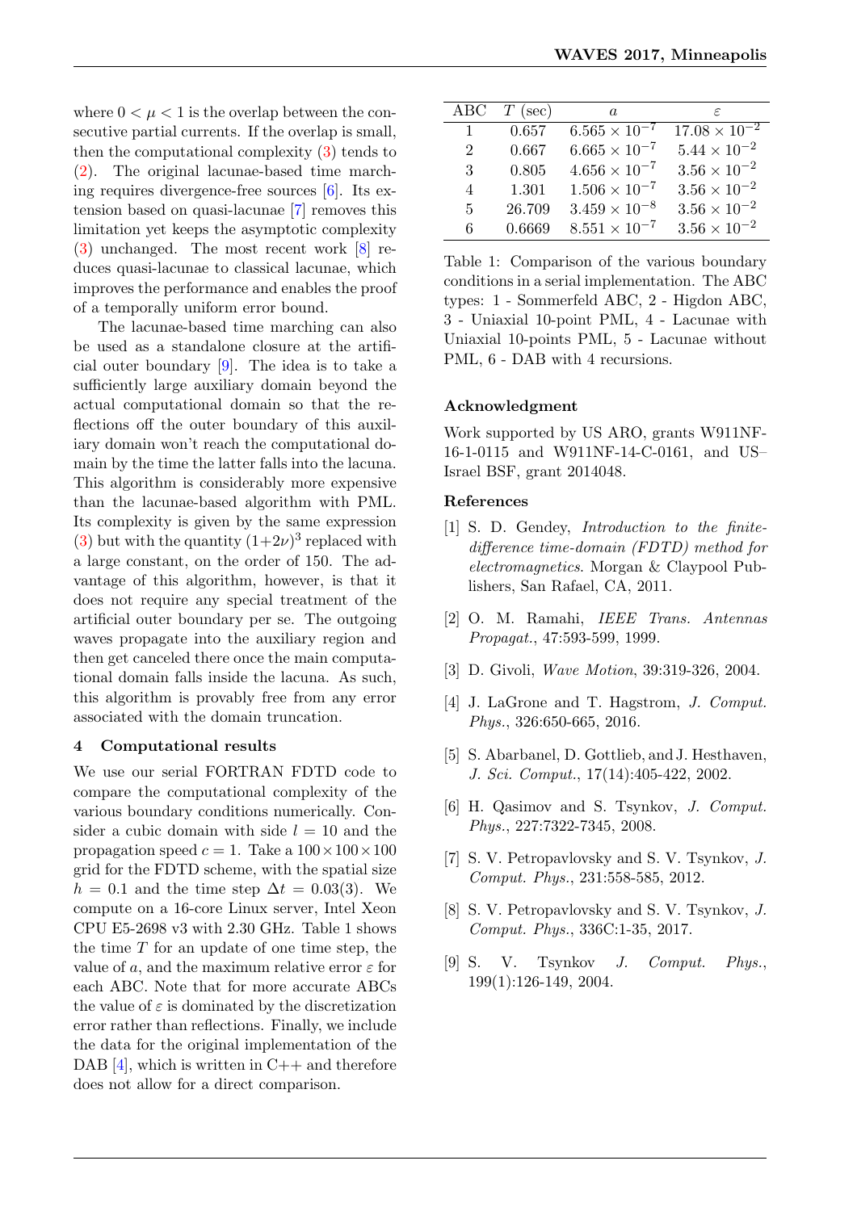where $0 < \mu < 1$ is the overlap between the consecutive partial currents. If the overlap is small, then the computational complexity (3) tends to (2). The original lacunae-based time marching requires divergence-free sources [6]. Its extension based on quasi-lacunae [7] removes this limitation yet keeps the asymptotic complexity (3) unchanged. The most recent work [8] reduces quasi-lacunae to classical lacunae, which improves the performance and enables the proof of a temporally uniform error bound.

The lacunae-based time marching can also be used as a standalone closure at the artificial outer boundary [9]. The idea is to take a sufficiently large auxiliary domain beyond the actual computational domain so that the reflections off the outer boundary of this auxiliary domain won't reach the computational domain by the time the latter falls into the lacuna. This algorithm is considerably more expensive than the lacunae-based algorithm with PML. Its complexity is given by the same expression (3) but with the quantity $(1+2\nu)^3$ replaced with a large constant, on the order of 150. The advantage of this algorithm, however, is that it does not require any special treatment of the artificial outer boundary per se. The outgoing waves propagate into the auxiliary region and then get canceled there once the main computational domain falls inside the lacuna. As such, this algorithm is provably free from any error associated with the domain truncation.

## 4 Computational results

We use our serial FORTRAN FDTD code to compare the computational complexity of the various boundary conditions numerically. Consider a cubic domain with side $l = 10$ and the propagation speed $c = 1$. Take a $100 \times 100 \times 100$ grid for the FDTD scheme, with the spatial size $h = 0.1$ and the time step $\Delta t = 0.03(3)$. We compute on a 16-core Linux server, Intel Xeon CPU E5-2698 v3 with 2.30 GHz. Table 1 shows the time $T$ for an update of one time step, the value of $a$, and the maximum relative error $\varepsilon$ for each ABC. Note that for more accurate ABCs the value of $\varepsilon$ is dominated by the discretization error rather than reflections. Finally, we include the data for the original implementation of the DAB [4], which is written in C++ and therefore does not allow for a direct comparison.

| ABC | $T$ (sec) | $a$ | $\varepsilon$ |
|---|---|---|---|
| 1 | 0.657 | $6.565 \times 10^{-7}$ | $17.08 \times 10^{-2}$ |
| 2 | 0.667 | $6.665 \times 10^{-7}$ | $5.44 \times 10^{-2}$ |
| 3 | 0.805 | $4.656 \times 10^{-7}$ | $3.56 \times 10^{-2}$ |
| 4 | 1.301 | $1.506 \times 10^{-7}$ | $3.56 \times 10^{-2}$ |
| 5 | 26.709 | $3.459 \times 10^{-8}$ | $3.56 \times 10^{-2}$ |
| 6 | 0.6669 | $8.551 \times 10^{-7}$ | $3.56 \times 10^{-2}$ |

Table 1: Comparison of the various boundary conditions in a serial implementation. The ABC types: 1 - Sommerfeld ABC, 2 - Higdon ABC, 3 - Uniaxial 10-point PML, 4 - Lacunae with Uniaxial 10-points PML, 5 - Lacunae without PML, 6 - DAB with 4 recursions.

### Acknowledgment

Work supported by US ARO, grants W911NF-16-1-0115 and W911NF-14-C-0161, and US–Israel BSF, grant 2014048.

### References

[1] S. D. Gendey, *Introduction to the finite-difference time-domain (FDTD) method for electromagnetics*. Morgan & Claypool Publishers, San Rafael, CA, 2011.

[2] O. M. Ramahi, *IEEE Trans. Antennas Propagat.*, 47:593-599, 1999.

[3] D. Givoli, *Wave Motion*, 39:319-326, 2004.

[4] J. LaGrone and T. Hagstrom, *J. Comput. Phys.*, 326:650-665, 2016.

[5] S. Abarbanel, D. Gottlieb, and J. Hesthaven, *J. Sci. Comput.*, 17(14):405-422, 2002.

[6] H. Qasimov and S. Tsynkov, *J. Comput. Phys.*, 227:7322-7345, 2008.

[7] S. V. Petropavlovsky and S. V. Tsynkov, *J. Comput. Phys.*, 231:558-585, 2012.

[8] S. V. Petropavlovsky and S. V. Tsynkov, *J. Comput. Phys.*, 336C:1-35, 2017.

[9] S. V. Tsynkov *J. Comput. Phys.*, 199(1):126-149, 2004.